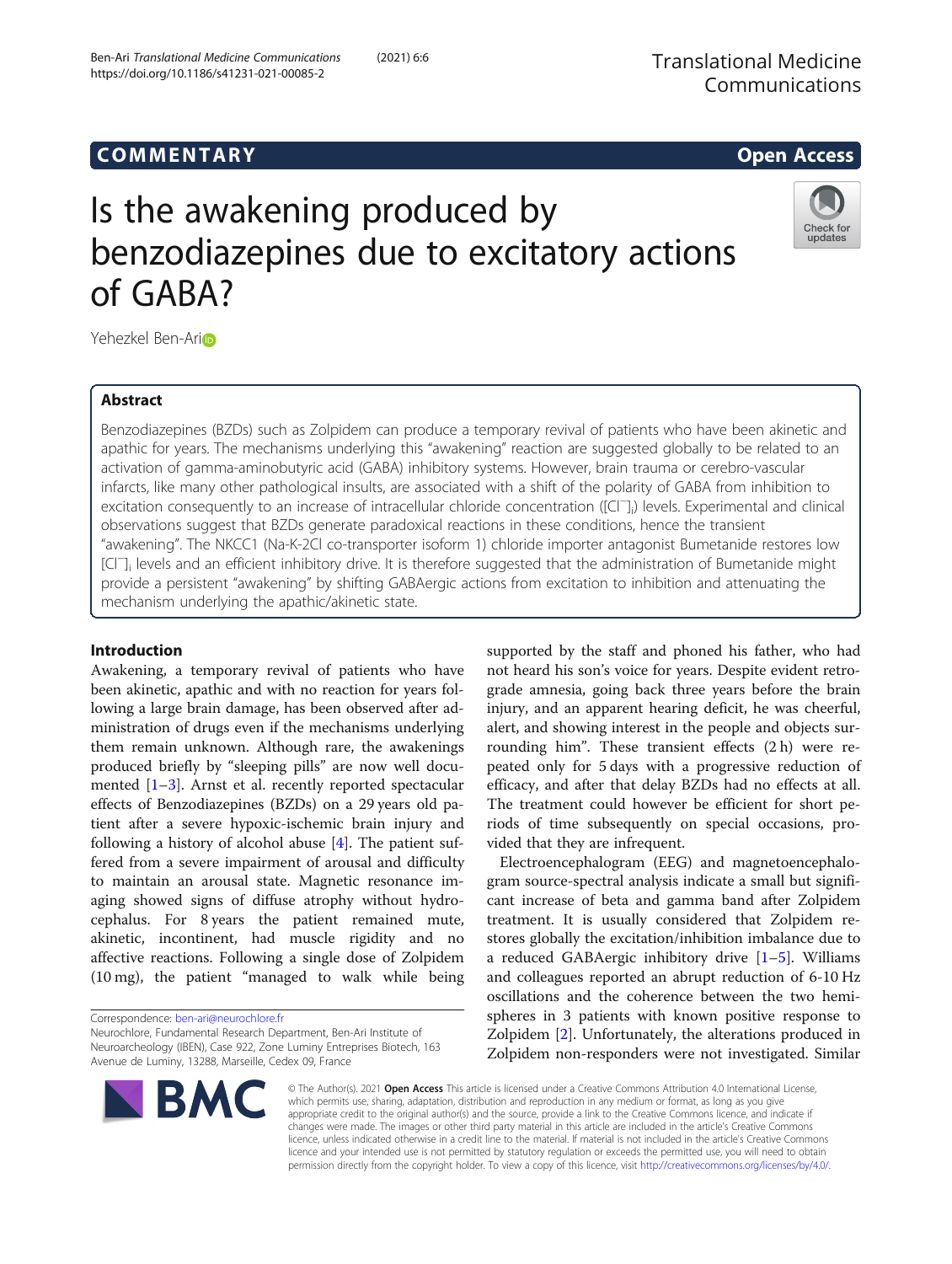COMMENTARY

Open Access

# Is the awakening produced by benzodiazepines due to excitatory actions of GABA?

Yehezkel Ben-Ari

## Abstract

Benzodiazepines (BZDs) such as Zolpidem can produce a temporary revival of patients who have been akinetic and apathic for years. The mechanisms underlying this "awakening" reaction are suggested globally to be related to an activation of gamma-aminobutyric acid (GABA) inhibitory systems. However, brain trauma or cerebro-vascular infarcts, like many other pathological insults, are associated with a shift of the polarity of GABA from inhibition to excitation consequently to an increase of intracellular chloride concentration ($[Cl^-]_i$) levels. Experimental and clinical observations suggest that BZDs generate paradoxical reactions in these conditions, hence the transient "awakening". The NKCC1 (Na-K-2Cl co-transporter isoform 1) chloride importer antagonist Bumetanide restores low $[Cl^-]_i$ levels and an efficient inhibitory drive. It is therefore suggested that the administration of Bumetanide might provide a persistent "awakening" by shifting GABAergic actions from excitation to inhibition and attenuating the mechanism underlying the apathic/akinetic state.

## Introduction

Awakening, a temporary revival of patients who have been akinetic, apathic and with no reaction for years following a large brain damage, has been observed after administration of drugs even if the mechanisms underlying them remain unknown. Although rare, the awakenings produced briefly by "sleeping pills" are now well documented [1–3]. Arnst et al. recently reported spectacular effects of Benzodiazepines (BZDs) on a 29 years old patient after a severe hypoxic-ischemic brain injury and following a history of alcohol abuse [4]. The patient suffered from a severe impairment of arousal and difficulty to maintain an arousal state. Magnetic resonance imaging showed signs of diffuse atrophy without hydrocephalus. For 8 years the patient remained mute, akinetic, incontinent, had muscle rigidity and no affective reactions. Following a single dose of Zolpidem (10 mg), the patient "managed to walk while being supported by the staff and phoned his father, who had not heard his son's voice for years. Despite evident retrograde amnesia, going back three years before the brain injury, and an apparent hearing deficit, he was cheerful, alert, and showing interest in the people and objects surrounding him". These transient effects (2 h) were repeated only for 5 days with a progressive reduction of efficacy, and after that delay BZDs had no effects at all. The treatment could however be efficient for short periods of time subsequently on special occasions, provided that they are infrequent.

Electroencephalogram (EEG) and magnetoencephalogram source-spectral analysis indicate a small but significant increase of beta and gamma band after Zolpidem treatment. It is usually considered that Zolpidem restores globally the excitation/inhibition imbalance due to a reduced GABAergic inhibitory drive [1–5]. Williams and colleagues reported an abrupt reduction of 6-10 Hz oscillations and the coherence between the two hemispheres in 3 patients with known positive response to Zolpidem [2]. Unfortunately, the alterations produced in Zolpidem non-responders were not investigated. Similar

Correspondence: ben-ari@neurochlore.fr
Neurochlore, Fundamental Research Department, Ben-Ari Institute of Neuroarcheology (IBEN), Case 922, Zone Luminy Entreprises Biotech, 163 Avenue de Luminy, 13288, Marseille, Cedex 09, France

© The Author(s). 2021 **Open Access** This article is licensed under a Creative Commons Attribution 4.0 International License, which permits use, sharing, adaptation, distribution and reproduction in any medium or format, as long as you give appropriate credit to the original author(s) and the source, provide a link to the Creative Commons licence, and indicate if changes were made. The images or other third party material in this article are included in the article's Creative Commons licence, unless indicated otherwise in a credit line to the material. If material is not included in the article's Creative Commons licence and your intended use is not permitted by statutory regulation or exceeds the permitted use, you will need to obtain permission directly from the copyright holder. To view a copy of this licence, visit http://creativecommons.org/licenses/by/4.0/.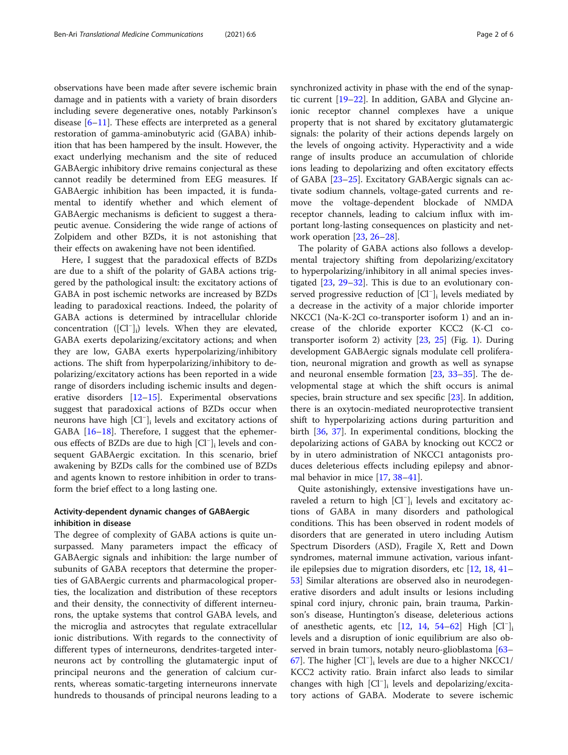observations have been made after severe ischemic brain damage and in patients with a variety of brain disorders including severe degenerative ones, notably Parkinson's disease [6–11]. These effects are interpreted as a general restoration of gamma-aminobutyric acid (GABA) inhibition that has been hampered by the insult. However, the exact underlying mechanism and the site of reduced GABAergic inhibitory drive remains conjectural as these cannot readily be determined from EEG measures. If GABAergic inhibition has been impacted, it is fundamental to identify whether and which element of GABAergic mechanisms is deficient to suggest a therapeutic avenue. Considering the wide range of actions of Zolpidem and other BZDs, it is not astonishing that their effects on awakening have not been identified.

Here, I suggest that the paradoxical effects of BZDs are due to a shift of the polarity of GABA actions triggered by the pathological insult: the excitatory actions of GABA in post ischemic networks are increased by BZDs leading to paradoxical reactions. Indeed, the polarity of GABA actions is determined by intracellular chloride concentration ($[Cl^-]_i$) levels. When they are elevated, GABA exerts depolarizing/excitatory actions; and when they are low, GABA exerts hyperpolarizing/inhibitory actions. The shift from hyperpolarizing/inhibitory to depolarizing/excitatory actions has been reported in a wide range of disorders including ischemic insults and degenerative disorders [12–15]. Experimental observations suggest that paradoxical actions of BZDs occur when neurons have high $[Cl^-]_i$ levels and excitatory actions of GABA [16–18]. Therefore, I suggest that the ephemerous effects of BZDs are due to high $[Cl^-]_i$ levels and consequent GABAergic excitation. In this scenario, brief awakening by BZDs calls for the combined use of BZDs and agents known to restore inhibition in order to transform the brief effect to a long lasting one.

## Activity-dependent dynamic changes of GABAergic inhibition in disease

The degree of complexity of GABA actions is quite unsurpassed. Many parameters impact the efficacy of GABAergic signals and inhibition: the large number of subunits of GABA receptors that determine the properties of GABAergic currents and pharmacological properties, the localization and distribution of these receptors and their density, the connectivity of different interneurons, the uptake systems that control GABA levels, and the microglia and astrocytes that regulate extracellular ionic distributions. With regards to the connectivity of different types of interneurons, dendrites-targeted interneurons act by controlling the glutamatergic input of principal neurons and the generation of calcium currents, whereas somatic-targeting interneurons innervate hundreds to thousands of principal neurons leading to a synchronized activity in phase with the end of the synaptic current [19–22]. In addition, GABA and Glycine anionic receptor channel complexes have a unique property that is not shared by excitatory glutamatergic signals: the polarity of their actions depends largely on the levels of ongoing activity. Hyperactivity and a wide range of insults produce an accumulation of chloride ions leading to depolarizing and often excitatory effects of GABA [23–25]. Excitatory GABAergic signals can activate sodium channels, voltage-gated currents and remove the voltage-dependent blockade of NMDA receptor channels, leading to calcium influx with important long-lasting consequences on plasticity and network operation [23, 26–28].

The polarity of GABA actions also follows a developmental trajectory shifting from depolarizing/excitatory to hyperpolarizing/inhibitory in all animal species investigated [23, 29–32]. This is due to an evolutionary conserved progressive reduction of $[Cl^-]_i$ levels mediated by a decrease in the activity of a major chloride importer NKCC1 (Na-K-2Cl co-transporter isoform 1) and an increase of the chloride exporter KCC2 (K-Cl cotransporter isoform 2) activity [23, 25] (Fig. 1). During development GABAergic signals modulate cell proliferation, neuronal migration and growth as well as synapse and neuronal ensemble formation [23, 33–35]. The developmental stage at which the shift occurs is animal species, brain structure and sex specific [23]. In addition, there is an oxytocin-mediated neuroprotective transient shift to hyperpolarizing actions during parturition and birth [36, 37]. In experimental conditions, blocking the depolarizing actions of GABA by knocking out KCC2 or by in utero administration of NKCC1 antagonists produces deleterious effects including epilepsy and abnormal behavior in mice [17, 38–41].

Quite astonishingly, extensive investigations have unraveled a return to high $[Cl^-]_i$ levels and excitatory actions of GABA in many disorders and pathological conditions. This has been observed in rodent models of disorders that are generated in utero including Autism Spectrum Disorders (ASD), Fragile X, Rett and Down syndromes, maternal immune activation, various infantile epilepsies due to migration disorders, etc [12, 18, 41–53] Similar alterations are observed also in neurodegenerative disorders and adult insults or lesions including spinal cord injury, chronic pain, brain trauma, Parkinson's disease, Huntington's disease, deleterious actions of anesthetic agents, etc [12, 14, 54–62] High $[Cl^-]_i$ levels and a disruption of ionic equilibrium are also observed in brain tumors, notably neuro-glioblastoma [63–67]. The higher $[Cl^-]_i$ levels are due to a higher NKCC1/KCC2 activity ratio. Brain infarct also leads to similar changes with high $[Cl^-]_i$ levels and depolarizing/excitatory actions of GABA. Moderate to severe ischemic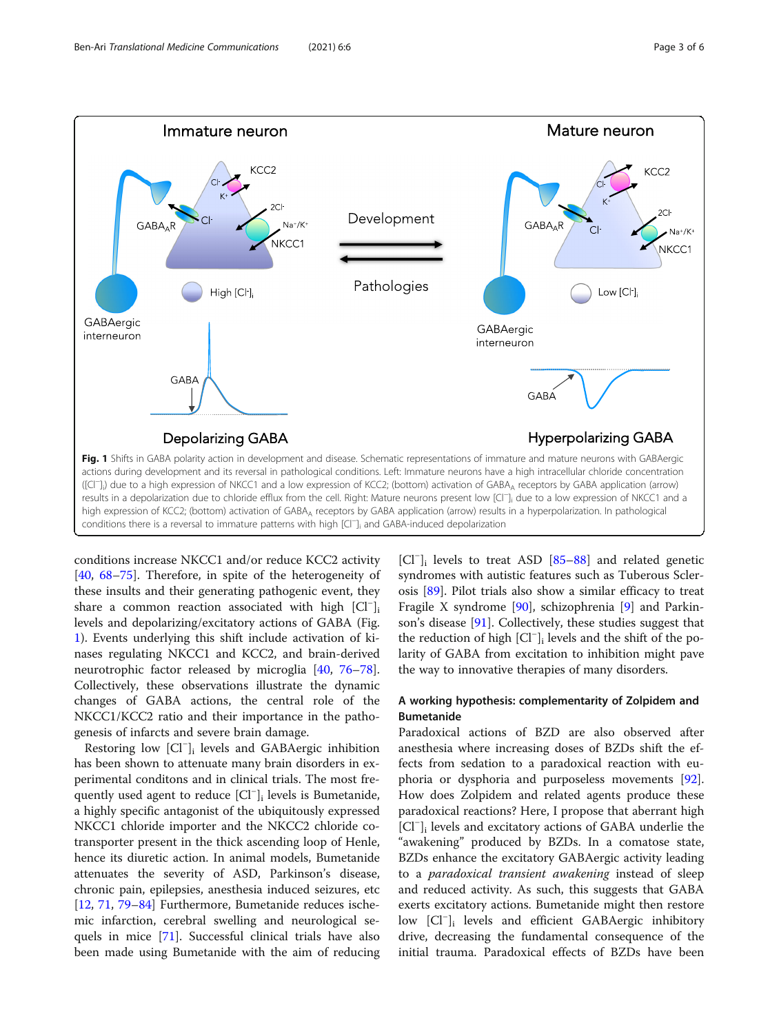Fig. 1 Shifts in GABA polarity action in development and disease. Schematic representations of immature and mature neurons with GABAergic actions during development and its reversal in pathological conditions. Left: Immature neurons have a high intracellular chloride concentration ($[Cl^-]_i$) due to a high expression of NKCC1 and a low expression of KCC2; (bottom) activation of $GABA_A$ receptors by GABA application (arrow) results in a depolarization due to chloride efflux from the cell. Right: Mature neurons present low $[Cl^-]_i$ due to a low expression of NKCC1 and a high expression of KCC2; (bottom) activation of $GABA_A$ receptors by GABA application (arrow) results in a hyperpolarization. In pathological conditions there is a reversal to immature patterns with high $[Cl^-]_i$ and GABA-induced depolarization

conditions increase NKCC1 and/or reduce KCC2 activity [40, 68–75]. Therefore, in spite of the heterogeneity of these insults and their generating pathogenic event, they share a common reaction associated with high $[Cl^-]_i$ levels and depolarizing/excitatory actions of GABA (Fig. 1). Events underlying this shift include activation of kinases regulating NKCC1 and KCC2, and brain-derived neurotrophic factor released by microglia [40, 76–78]. Collectively, these observations illustrate the dynamic changes of GABA actions, the central role of the NKCC1/KCC2 ratio and their importance in the pathogenesis of infarcts and severe brain damage.

Restoring low $[Cl^-]_i$ levels and GABAergic inhibition has been shown to attenuate many brain disorders in experimental conditons and in clinical trials. The most frequently used agent to reduce $[Cl^-]_i$ levels is Bumetanide, a highly specific antagonist of the ubiquitously expressed NKCC1 chloride importer and the NKCC2 chloride co-transporter present in the thick ascending loop of Henle, hence its diuretic action. In animal models, Bumetanide attenuates the severity of ASD, Parkinson's disease, chronic pain, epilepsies, anesthesia induced seizures, etc [12, 71, 79–84] Furthermore, Bumetanide reduces ischemic infarction, cerebral swelling and neurological sequels in mice [71]. Successful clinical trials have also been made using Bumetanide with the aim of reducing $[Cl^-]_i$ levels to treat ASD [85–88] and related genetic syndromes with autistic features such as Tuberous Sclerosis [89]. Pilot trials also show a similar efficacy to treat Fragile X syndrome [90], schizophrenia [9] and Parkinson's disease [91]. Collectively, these studies suggest that the reduction of high $[Cl^-]_i$ levels and the shift of the polarity of GABA from excitation to inhibition might pave the way to innovative therapies of many disorders.

## A working hypothesis: complementarity of Zolpidem and Bumetanide

Paradoxical actions of BZD are also observed after anesthesia where increasing doses of BZDs shift the effects from sedation to a paradoxical reaction with euphoria or dysphoria and purposeless movements [92]. How does Zolpidem and related agents produce these paradoxical reactions? Here, I propose that aberrant high $[Cl^-]_i$ levels and excitatory actions of GABA underlie the "awakening" produced by BZDs. In a comatose state, BZDs enhance the excitatory GABAergic activity leading to a *paradoxical transient awakening* instead of sleep and reduced activity. As such, this suggests that GABA exerts excitatory actions. Bumetanide might then restore low $[Cl^-]_i$ levels and efficient GABAergic inhibitory drive, decreasing the fundamental consequence of the initial trauma. Paradoxical effects of BZDs have been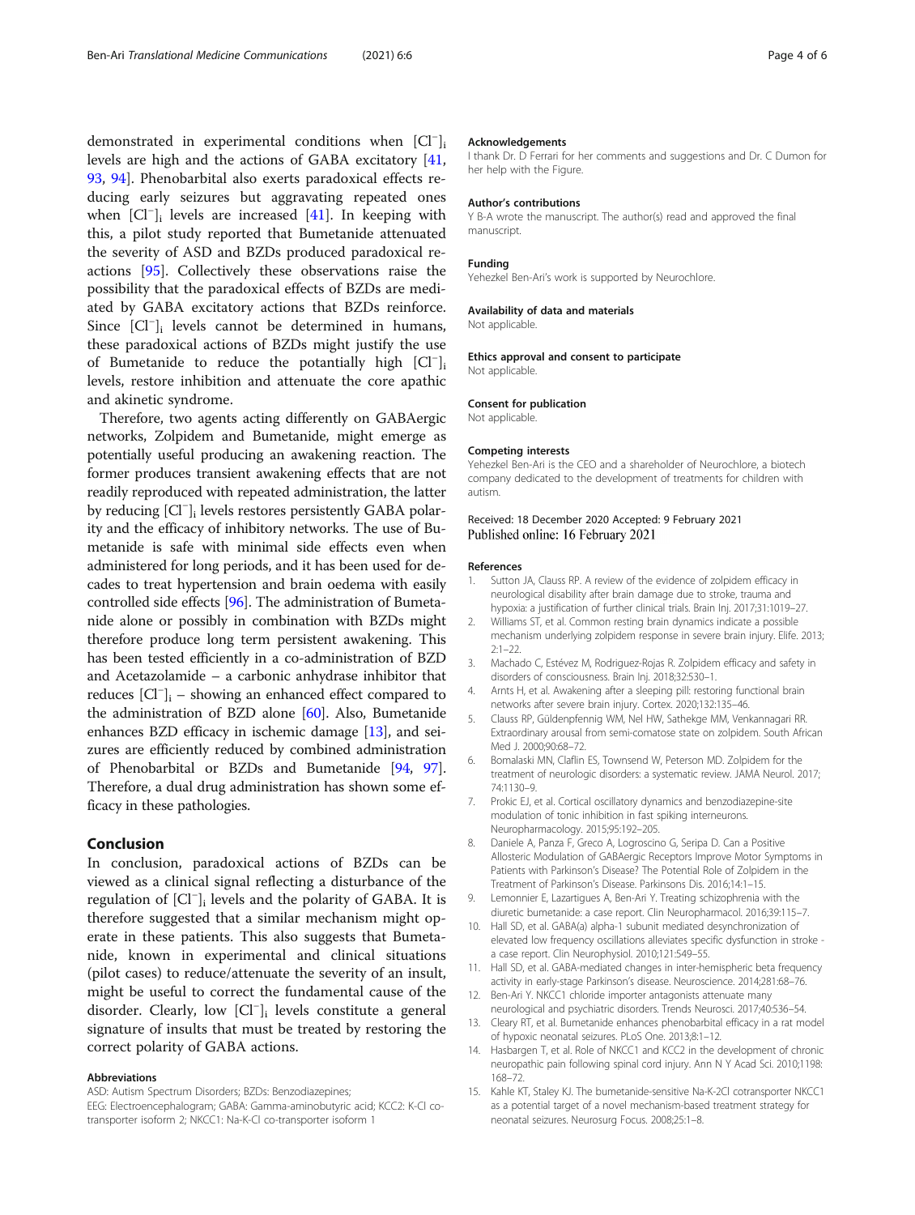demonstrated in experimental conditions when $[Cl^-]_i$ levels are high and the actions of GABA excitatory [41, 93, 94]. Phenobarbital also exerts paradoxical effects reducing early seizures but aggravating repeated ones when $[Cl^-]_i$ levels are increased [41]. In keeping with this, a pilot study reported that Bumetanide attenuated the severity of ASD and BZDs produced paradoxical reactions [95]. Collectively these observations raise the possibility that the paradoxical effects of BZDs are mediated by GABA excitatory actions that BZDs reinforce. Since $[Cl^-]_i$ levels cannot be determined in humans, these paradoxical actions of BZDs might justify the use of Bumetanide to reduce the potentially high $[Cl^-]_i$ levels, restore inhibition and attenuate the core apathic and akinetic syndrome.

Therefore, two agents acting differently on GABAergic networks, Zolpidem and Bumetanide, might emerge as potentially useful producing an awakening reaction. The former produces transient awakening effects that are not readily reproduced with repeated administration, the latter by reducing $[Cl^-]_i$ levels restores persistently GABA polarity and the efficacy of inhibitory networks. The use of Bumetanide is safe with minimal side effects even when administered for long periods, and it has been used for decades to treat hypertension and brain oedema with easily controlled side effects [96]. The administration of Bumetanide alone or possibly in combination with BZDs might therefore produce long term persistent awakening. This has been tested efficiently in a co-administration of BZD and Acetazolamide – a carbonic anhydrase inhibitor that reduces $[Cl^-]_i$ – showing an enhanced effect compared to the administration of BZD alone [60]. Also, Bumetanide enhances BZD efficacy in ischemic damage [13], and seizures are efficiently reduced by combined administration of Phenobarbital or BZDs and Bumetanide [94, 97]. Therefore, a dual drug administration has shown some efficacy in these pathologies.

## Conclusion

In conclusion, paradoxical actions of BZDs can be viewed as a clinical signal reflecting a disturbance of the regulation of $[Cl^-]_i$ levels and the polarity of GABA. It is therefore suggested that a similar mechanism might operate in these patients. This also suggests that Bumetanide, known in experimental and clinical situations (pilot cases) to reduce/attenuate the severity of an insult, might be useful to correct the fundamental cause of the disorder. Clearly, low $[Cl^-]_i$ levels constitute a general signature of insults that must be treated by restoring the correct polarity of GABA actions.

### Abbreviations

ASD: Autism Spectrum Disorders; BZDs: Benzodiazepines; EEG: Electroencephalogram; GABA: Gamma-aminobutyric acid; KCC2: K-Cl co-transporter isoform 2; NKCC1: Na-K-Cl co-transporter isoform 1

### Acknowledgements

I thank Dr. D Ferrari for her comments and suggestions and Dr. C Dumon for her help with the Figure.

### Author's contributions

Y B-A wrote the manuscript. The author(s) read and approved the final manuscript.

### Funding

Yehezkel Ben-Ari's work is supported by Neurochlore.

### Availability of data and materials

Not applicable.

### Ethics approval and consent to participate

Not applicable.

### Consent for publication

Not applicable.

### Competing interests

Yehezkel Ben-Ari is the CEO and a shareholder of Neurochlore, a biotech company dedicated to the development of treatments for children with autism.

Received: 18 December 2020 Accepted: 9 February 2021
Published online: 16 February 2021

### References

1. Sutton JA, Clauss RP. A review of the evidence of zolpidem efficacy in neurological disability after brain damage due to stroke, trauma and hypoxia: a justification of further clinical trials. Brain Inj. 2017;31:1019–27.
2. Williams ST, et al. Common resting brain dynamics indicate a possible mechanism underlying zolpidem response in severe brain injury. Elife. 2013; 2:1–22.
3. Machado C, Estévez M, Rodriguez-Rojas R. Zolpidem efficacy and safety in disorders of consciousness. Brain Inj. 2018;32:530–1.
4. Arnts H, et al. Awakening after a sleeping pill: restoring functional brain networks after severe brain injury. Cortex. 2020;132:135–46.
5. Clauss RP, Güldenpfennig WM, Nel HW, Sathekge MM, Venkannagari RR. Extraordinary arousal from semi-comatose state on zolpidem. South African Med J. 2000;90:68–72.
6. Bomalaski MN, Claflin ES, Townsend W, Peterson MD. Zolpidem for the treatment of neurologic disorders: a systematic review. JAMA Neurol. 2017; 74:1130–9.
7. Prokic EJ, et al. Cortical oscillatory dynamics and benzodiazepine-site modulation of tonic inhibition in fast spiking interneurons. Neuropharmacology. 2015;95:192–205.
8. Daniele A, Panza F, Greco A, Logroscino G, Seripa D. Can a Positive Allosteric Modulation of GABAergic Receptors Improve Motor Symptoms in Patients with Parkinson's Disease? The Potential Role of Zolpidem in the Treatment of Parkinson's Disease. Parkinsons Dis. 2016;14:1–15.
9. Lemonnier E, Lazartigues A, Ben-Ari Y. Treating schizophrenia with the diuretic bumetanide: a case report. Clin Neuropharmacol. 2016;39:115–7.
10. Hall SD, et al. GABA(a) alpha-1 subunit mediated desynchronization of elevated low frequency oscillations alleviates specific dysfunction in stroke - a case report. Clin Neurophysiol. 2010;121:549–55.
11. Hall SD, et al. GABA-mediated changes in inter-hemispheric beta frequency activity in early-stage Parkinson's disease. Neuroscience. 2014;281:68–76.
12. Ben-Ari Y. NKCC1 chloride importer antagonists attenuate many neurological and psychiatric disorders. Trends Neurosci. 2017;40:536–54.
13. Cleary RT, et al. Bumetanide enhances phenobarbital efficacy in a rat model of hypoxic neonatal seizures. PLoS One. 2013;8:1–12.
14. Hasbargen T, et al. Role of NKCC1 and KCC2 in the development of chronic neuropathic pain following spinal cord injury. Ann N Y Acad Sci. 2010;1198: 168–72.
15. Kahle KT, Staley KJ. The bumetanide-sensitive Na-K-2Cl cotransporter NKCC1 as a potential target of a novel mechanism-based treatment strategy for neonatal seizures. Neurosurg Focus. 2008;25:1–8.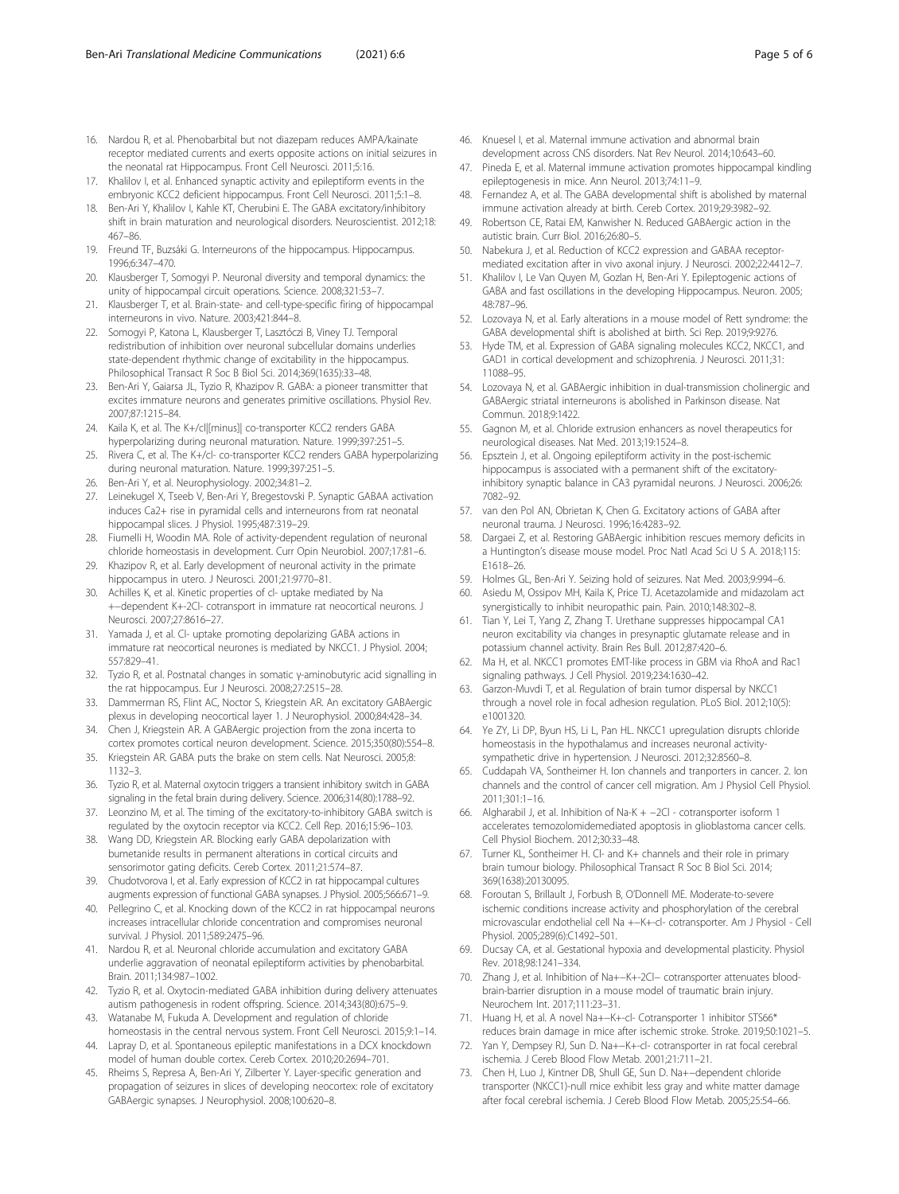16. Nardou R, et al. Phenobarbital but not diazepam reduces AMPA/kainate receptor mediated currents and exerts opposite actions on initial seizures in the neonatal rat Hippocampus. Front Cell Neurosci. 2011;5:16.
17. Khalilov I, et al. Enhanced synaptic activity and epileptiform events in the embryonic KCC2 deficient hippocampus. Front Cell Neurosci. 2011;5:1–8.
18. Ben-Ari Y, Khalilov I, Kahle KT, Cherubini E. The GABA excitatory/inhibitory shift in brain maturation and neurological disorders. Neuroscientist. 2012;18: 467–86.
19. Freund TF, Buzsáki G. Interneurons of the hippocampus. Hippocampus. 1996;6:347–470.
20. Klausberger T, Somogyi P. Neuronal diversity and temporal dynamics: the unity of hippocampal circuit operations. Science. 2008;321:53–7.
21. Klausberger T, et al. Brain-state- and cell-type-specific firing of hippocampal interneurons in vivo. Nature. 2003;421:844–8.
22. Somogyi P, Katona L, Klausberger T, Lasztóczi B, Viney TJ. Temporal redistribution of inhibition over neuronal subcellular domains underlies state-dependent rhythmic change of excitability in the hippocampus. Philosophical Transact R Soc B Biol Sci. 2014;369(1635):33–48.
23. Ben-Ari Y, Gaiarsa JL, Tyzio R, Khazipov R. GABA: a pioneer transmitter that excites immature neurons and generates primitive oscillations. Physiol Rev. 2007;87:1215–84.
24. Kaila K, et al. The K+/cl|[minus]| co-transporter KCC2 renders GABA hyperpolarizing during neuronal maturation. Nature. 1999;397:251–5.
25. Rivera C, et al. The K+/cl- co-transporter KCC2 renders GABA hyperpolarizing during neuronal maturation. Nature. 1999;397:251–5.
26. Ben-Ari Y, et al. Neurophysiology. 2002;34:81–2.
27. Leinekugel X, Tseeb V, Ben-Ari Y, Bregestovski P. Synaptic GABAA activation induces Ca2+ rise in pyramidal cells and interneurons from rat neonatal hippocampal slices. J Physiol. 1995;487:319–29.
28. Fiumelli H, Woodin MA. Role of activity-dependent regulation of neuronal chloride homeostasis in development. Curr Opin Neurobiol. 2007;17:81–6.
29. Khazipov R, et al. Early development of neuronal activity in the primate hippocampus in utero. J Neurosci. 2001;21:9770–81.
30. Achilles K, et al. Kinetic properties of cl- uptake mediated by Na +−dependent K+-2Cl- cotransport in immature rat neocortical neurons. J Neurosci. 2007;27:8616–27.
31. Yamada J, et al. Cl- uptake promoting depolarizing GABA actions in immature rat neocortical neurones is mediated by NKCC1. J Physiol. 2004; 557:829–41.
32. Tyzio R, et al. Postnatal changes in somatic γ-aminobutyric acid signalling in the rat hippocampus. Eur J Neurosci. 2008;27:2515–28.
33. Dammerman RS, Flint AC, Noctor S, Kriegstein AR. An excitatory GABAergic plexus in developing neocortical layer 1. J Neurophysiol. 2000;84:428–34.
34. Chen J, Kriegstein AR. A GABAergic projection from the zona incerta to cortex promotes cortical neuron development. Science. 2015;350(80):554–8.
35. Kriegstein AR. GABA puts the brake on stem cells. Nat Neurosci. 2005;8: 1132–3.
36. Tyzio R, et al. Maternal oxytocin triggers a transient inhibitory switch in GABA signaling in the fetal brain during delivery. Science. 2006;314(80):1788–92.
37. Leonzino M, et al. The timing of the excitatory-to-inhibitory GABA switch is regulated by the oxytocin receptor via KCC2. Cell Rep. 2016;15:96–103.
38. Wang DD, Kriegstein AR. Blocking early GABA depolarization with bumetanide results in permanent alterations in cortical circuits and sensorimotor gating deficits. Cereb Cortex. 2011;21:574–87.
39. Chudotvorova I, et al. Early expression of KCC2 in rat hippocampal cultures augments expression of functional GABA synapses. J Physiol. 2005;566:671–9.
40. Pellegrino C, et al. Knocking down of the KCC2 in rat hippocampal neurons increases intracellular chloride concentration and compromises neuronal survival. J Physiol. 2011;589:2475–96.
41. Nardou R, et al. Neuronal chloride accumulation and excitatory GABA underlie aggravation of neonatal epileptiform activities by phenobarbital. Brain. 2011;134:987–1002.
42. Tyzio R, et al. Oxytocin-mediated GABA inhibition during delivery attenuates autism pathogenesis in rodent offspring. Science. 2014;343(80):675–9.
43. Watanabe M, Fukuda A. Development and regulation of chloride homeostasis in the central nervous system. Front Cell Neurosci. 2015;9:1–14.
44. Lapray D, et al. Spontaneous epileptic manifestations in a DCX knockdown model of human double cortex. Cereb Cortex. 2010;20:2694–701.
45. Rheims S, Represa A, Ben-Ari Y, Zilberter Y. Layer-specific generation and propagation of seizures in slices of developing neocortex: role of excitatory GABAergic synapses. J Neurophysiol. 2008;100:620–8.
46. Knuesel I, et al. Maternal immune activation and abnormal brain development across CNS disorders. Nat Rev Neurol. 2014;10:643–60.
47. Pineda E, et al. Maternal immune activation promotes hippocampal kindling epileptogenesis in mice. Ann Neurol. 2013;74:11–9.
48. Fernandez A, et al. The GABA developmental shift is abolished by maternal immune activation already at birth. Cereb Cortex. 2019;29:3982–92.
49. Robertson CE, Ratai EM, Kanwisher N. Reduced GABAergic action in the autistic brain. Curr Biol. 2016;26:80–5.
50. Nabekura J, et al. Reduction of KCC2 expression and GABAA receptor-mediated excitation after in vivo axonal injury. J Neurosci. 2002;22:4412–7.
51. Khalilov I, Le Van Quyen M, Gozlan H, Ben-Ari Y. Epileptogenic actions of GABA and fast oscillations in the developing Hippocampus. Neuron. 2005; 48:787–96.
52. Lozovaya N, et al. Early alterations in a mouse model of Rett syndrome: the GABA developmental shift is abolished at birth. Sci Rep. 2019;9:9276.
53. Hyde TM, et al. Expression of GABA signaling molecules KCC2, NKCC1, and GAD1 in cortical development and schizophrenia. J Neurosci. 2011;31: 11088–95.
54. Lozovaya N, et al. GABAergic inhibition in dual-transmission cholinergic and GABAergic striatal interneurons is abolished in Parkinson disease. Nat Commun. 2018;9:1422.
55. Gagnon M, et al. Chloride extrusion enhancers as novel therapeutics for neurological diseases. Nat Med. 2013;19:1524–8.
56. Epsztein J, et al. Ongoing epileptiform activity in the post-ischemic hippocampus is associated with a permanent shift of the excitatory-inhibitory synaptic balance in CA3 pyramidal neurons. J Neurosci. 2006;26: 7082–92.
57. van den Pol AN, Obrietan K, Chen G. Excitatory actions of GABA after neuronal trauma. J Neurosci. 1996;16:4283–92.
58. Dargaei Z, et al. Restoring GABAergic inhibition rescues memory deficits in a Huntington's disease mouse model. Proc Natl Acad Sci U S A. 2018;115: E1618–26.
59. Holmes GL, Ben-Ari Y. Seizing hold of seizures. Nat Med. 2003;9:994–6.
60. Asiedu M, Ossipov MH, Kaila K, Price TJ. Acetazolamide and midazolam act synergistically to inhibit neuropathic pain. Pain. 2010;148:302–8.
61. Tian Y, Lei T, Yang Z, Zhang T. Urethane suppresses hippocampal CA1 neuron excitability via changes in presynaptic glutamate release and in potassium channel activity. Brain Res Bull. 2012;87:420–6.
62. Ma H, et al. NKCC1 promotes EMT-like process in GBM via RhoA and Rac1 signaling pathways. J Cell Physiol. 2019;234:1630–42.
63. Garzon-Muvdi T, et al. Regulation of brain tumor dispersal by NKCC1 through a novel role in focal adhesion regulation. PLoS Biol. 2012;10(5): e1001320.
64. Ye ZY, Li DP, Byun HS, Li L, Pan HL. NKCC1 upregulation disrupts chloride homeostasis in the hypothalamus and increases neuronal activity-sympathetic drive in hypertension. J Neurosci. 2012;32:8560–8.
65. Cuddapah VA, Sontheimer H. Ion channels and tranporters in cancer. 2. Ion channels and the control of cancer cell migration. Am J Physiol Cell Physiol. 2011;301:1–16.
66. Algharabil J, et al. Inhibition of Na-K + −2Cl - cotransporter isoform 1 accelerates temozolomidemediated apoptosis in glioblastoma cancer cells. Cell Physiol Biochem. 2012;30:33–48.
67. Turner KL, Sontheimer H. Cl- and K+ channels and their role in primary brain tumour biology. Philosophical Transact R Soc B Biol Sci. 2014; 369(1638):20130095.
68. Foroutan S, Brillault J, Forbush B, O'Donnell ME. Moderate-to-severe ischemic conditions increase activity and phosphorylation of the cerebral microvascular endothelial cell Na +−K+-cl- cotransporter. Am J Physiol - Cell Physiol. 2005;289(6):C1492–501.
69. Ducsay CA, et al. Gestational hypoxia and developmental plasticity. Physiol Rev. 2018;98:1241–334.
70. Zhang J, et al. Inhibition of Na+−K+-2Cl− cotransporter attenuates blood-brain-barrier disruption in a mouse model of traumatic brain injury. Neurochem Int. 2017;111:23–31.
71. Huang H, et al. A novel Na+−K+-cl- Cotransporter 1 inhibitor STS66* reduces brain damage in mice after ischemic stroke. Stroke. 2019;50:1021–5.
72. Yan Y, Dempsey RJ, Sun D. Na+−K+-cl- cotransporter in rat focal cerebral ischemia. J Cereb Blood Flow Metab. 2001;21:711–21.
73. Chen H, Luo J, Kintner DB, Shull GE, Sun D. Na+−dependent chloride transporter (NKCC1)-null mice exhibit less gray and white matter damage after focal cerebral ischemia. J Cereb Blood Flow Metab. 2005;25:54–66.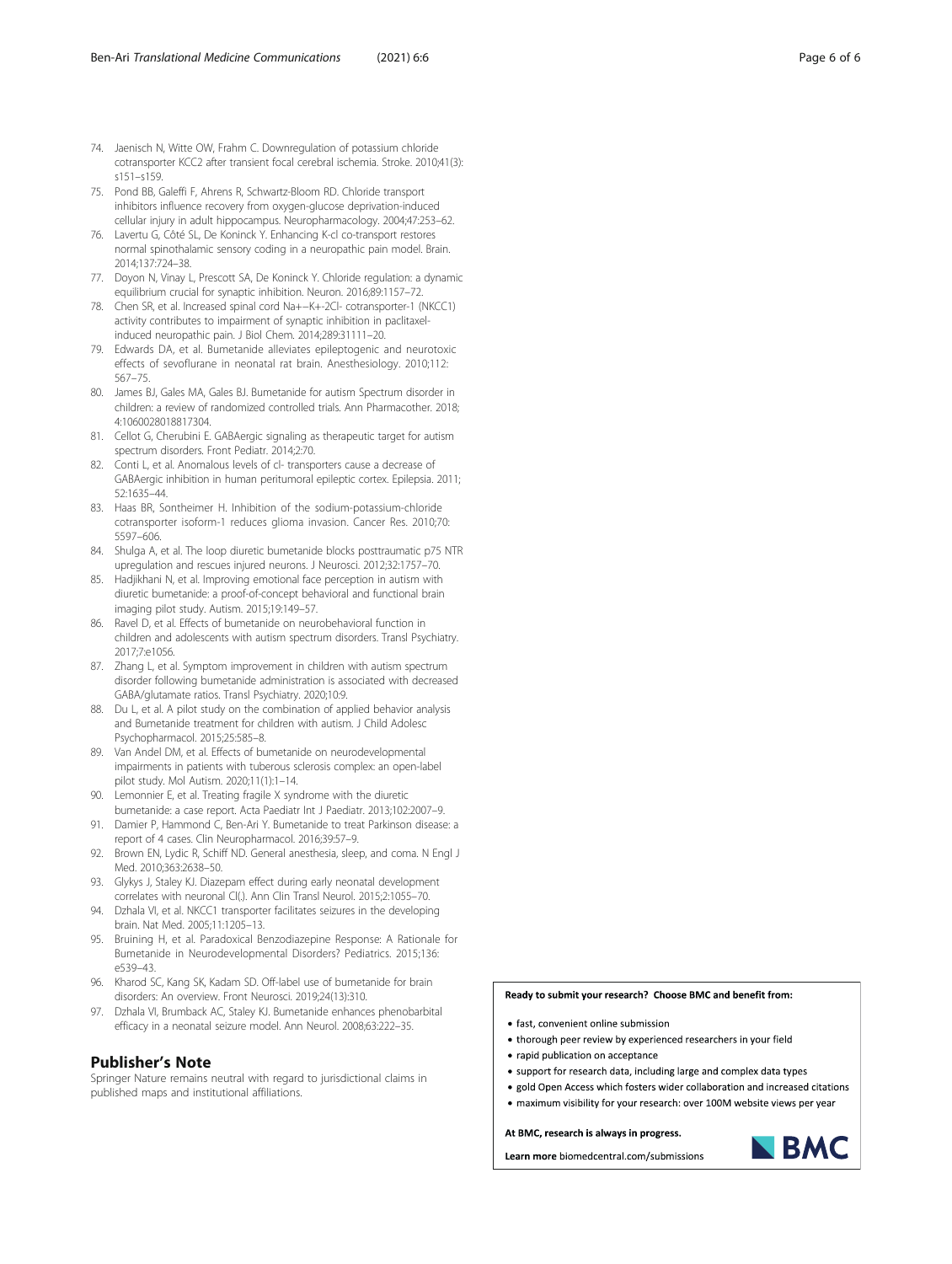74. Jaenisch N, Witte OW, Frahm C. Downregulation of potassium chloride cotransporter KCC2 after transient focal cerebral ischemia. Stroke. 2010;41(3): s151–s159.
75. Pond BB, Galeffi F, Ahrens R, Schwartz-Bloom RD. Chloride transport inhibitors influence recovery from oxygen-glucose deprivation-induced cellular injury in adult hippocampus. Neuropharmacology. 2004;47:253–62.
76. Lavertu G, Côté SL, De Koninck Y. Enhancing K-cl co-transport restores normal spinothalamic sensory coding in a neuropathic pain model. Brain. 2014;137:724–38.
77. Doyon N, Vinay L, Prescott SA, De Koninck Y. Chloride regulation: a dynamic equilibrium crucial for synaptic inhibition. Neuron. 2016;89:1157–72.
78. Chen SR, et al. Increased spinal cord Na+−K+-2Cl- cotransporter-1 (NKCC1) activity contributes to impairment of synaptic inhibition in paclitaxel-induced neuropathic pain. J Biol Chem. 2014;289:31111–20.
79. Edwards DA, et al. Bumetanide alleviates epileptogenic and neurotoxic effects of sevoflurane in neonatal rat brain. Anesthesiology. 2010;112: 567–75.
80. James BJ, Gales MA, Gales BJ. Bumetanide for autism Spectrum disorder in children: a review of randomized controlled trials. Ann Pharmacother. 2018; 4:1060028018817304.
81. Cellot G, Cherubini E. GABAergic signaling as therapeutic target for autism spectrum disorders. Front Pediatr. 2014;2:70.
82. Conti L, et al. Anomalous levels of cl- transporters cause a decrease of GABAergic inhibition in human peritumoral epileptic cortex. Epilepsia. 2011; 52:1635–44.
83. Haas BR, Sontheimer H. Inhibition of the sodium-potassium-chloride cotransporter isoform-1 reduces glioma invasion. Cancer Res. 2010;70: 5597–606.
84. Shulga A, et al. The loop diuretic bumetanide blocks posttraumatic p75 NTR upregulation and rescues injured neurons. J Neurosci. 2012;32:1757–70.
85. Hadjikhani N, et al. Improving emotional face perception in autism with diuretic bumetanide: a proof-of-concept behavioral and functional brain imaging pilot study. Autism. 2015;19:149–57.
86. Ravel D, et al. Effects of bumetanide on neurobehavioral function in children and adolescents with autism spectrum disorders. Transl Psychiatry. 2017;7:e1056.
87. Zhang L, et al. Symptom improvement in children with autism spectrum disorder following bumetanide administration is associated with decreased GABA/glutamate ratios. Transl Psychiatry. 2020;10:9.
88. Du L, et al. A pilot study on the combination of applied behavior analysis and Bumetanide treatment for children with autism. J Child Adolesc Psychopharmacol. 2015;25:585–8.
89. Van Andel DM, et al. Effects of bumetanide on neurodevelopmental impairments in patients with tuberous sclerosis complex: an open-label pilot study. Mol Autism. 2020;11(1):1–14.
90. Lemonnier E, et al. Treating fragile X syndrome with the diuretic bumetanide: a case report. Acta Paediatr Int J Paediatr. 2013;102:2007–9.
91. Damier P, Hammond C, Ben-Ari Y. Bumetanide to treat Parkinson disease: a report of 4 cases. Clin Neuropharmacol. 2016;39:57–9.
92. Brown EN, Lydic R, Schiff ND. General anesthesia, sleep, and coma. N Engl J Med. 2010;363:2638–50.
93. Glykys J, Staley KJ. Diazepam effect during early neonatal development correlates with neuronal Cl(.). Ann Clin Transl Neurol. 2015;2:1055–70.
94. Dzhala VI, et al. NKCC1 transporter facilitates seizures in the developing brain. Nat Med. 2005;11:1205–13.
95. Bruining H, et al. Paradoxical Benzodiazepine Response: A Rationale for Bumetanide in Neurodevelopmental Disorders? Pediatrics. 2015;136: e539–43.
96. Kharod SC, Kang SK, Kadam SD. Off-label use of bumetanide for brain disorders: An overview. Front Neurosci. 2019;24(13):310.
97. Dzhala VI, Brumback AC, Staley KJ. Bumetanide enhances phenobarbital efficacy in a neonatal seizure model. Ann Neurol. 2008;63:222–35.

## Publisher's Note

Springer Nature remains neutral with regard to jurisdictional claims in published maps and institutional affiliations.

**Ready to submit your research? Choose BMC and benefit from:**

- fast, convenient online submission
- thorough peer review by experienced researchers in your field
- rapid publication on acceptance
- support for research data, including large and complex data types
- gold Open Access which fosters wider collaboration and increased citations
- maximum visibility for your research: over 100M website views per year

**At BMC, research is always in progress.**

**Learn more** biomedcentral.com/submissions

BMC